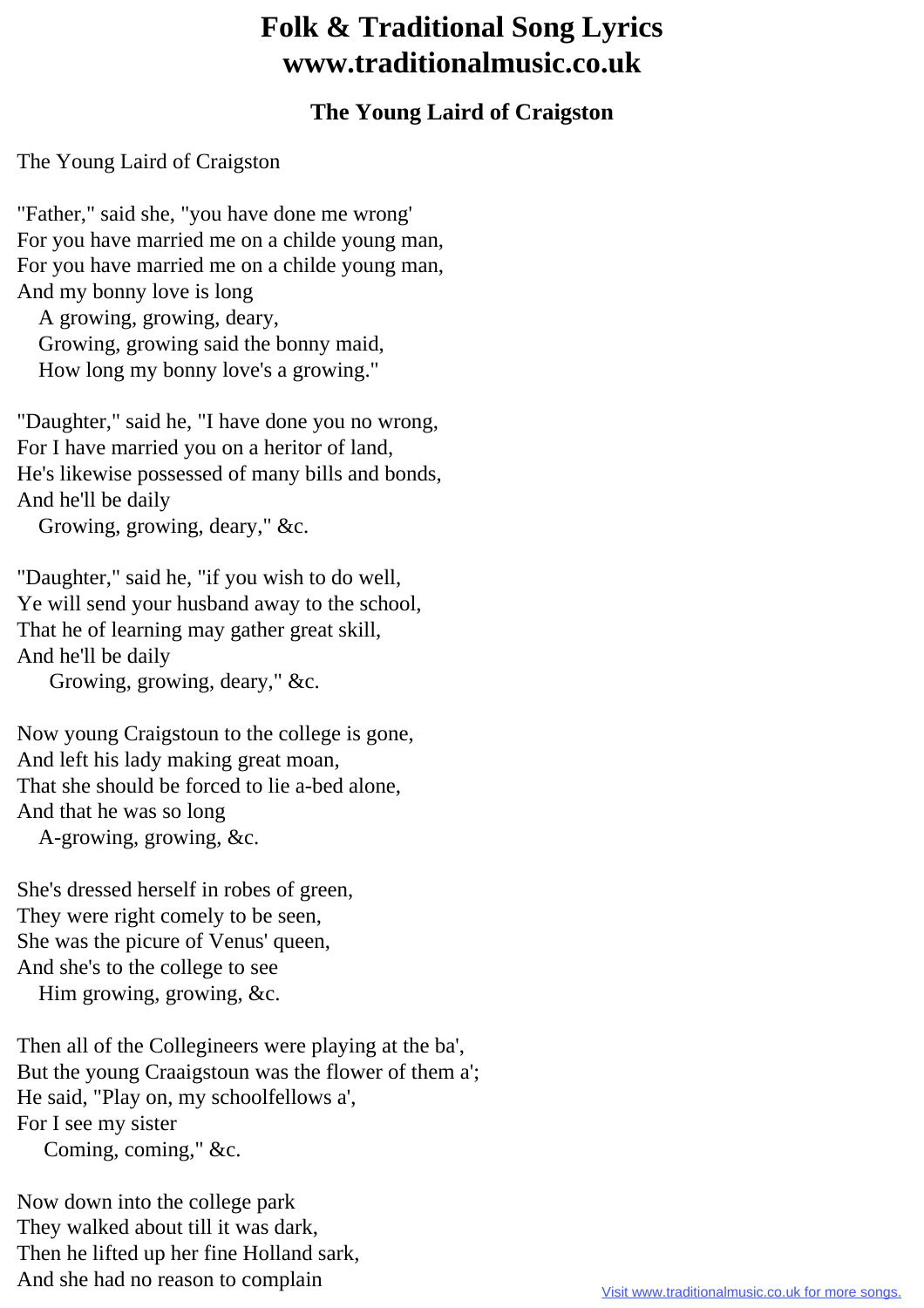# Folk & Traditional Song Lyrics www.traditionalmusic.co.uk

### The Young Laird of Craigston

The Young Laird of Craigston

"Father," said she, "you have done me wrong'
For you have married me on a childe young man,
For you have married me on a childe young man,
And my bonny love is long
  A growing, growing, deary,
  Growing, growing said the bonny maid,
  How long my bonny love's a growing."

"Daughter," said he, "I have done you no wrong,
For I have married you on a heritor of land,
He's likewise possessed of many bills and bonds,
And he'll be daily
  Growing, growing, deary," &c.

"Daughter," said he, "if you wish to do well,
Ye will send your husband away to the school,
That he of learning may gather great skill,
And he'll be daily
   Growing, growing, deary," &c.

Now young Craigstoun to the college is gone,
And left his lady making great moan,
That she should be forced to lie a-bed alone,
And that he was so long
  A-growing, growing, &c.

She's dressed herself in robes of green,
They were right comely to be seen,
She was the picure of Venus' queen,
And she's to the college to see
  Him growing, growing, &c.

Then all of the Collegineers were playing at the ba',
But the young Craaigstoun was the flower of them a';
He said, "Play on, my schoolfellows a',
For I see my sister
   Coming, coming," &c.

Now down into the college park
They walked about till it was dark,
Then he lifted up her fine Holland sark,
And she had no reason to complain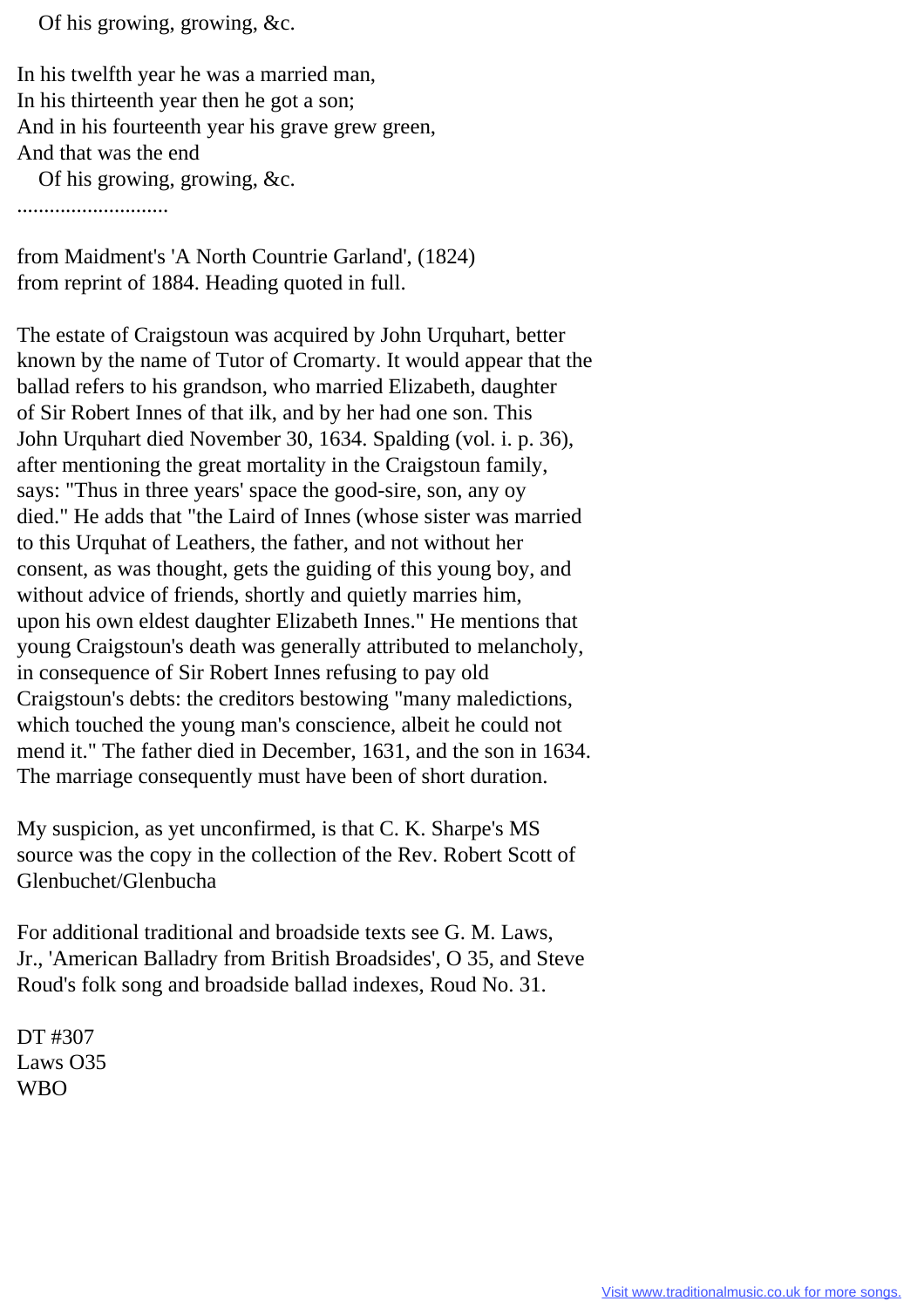Of his growing, growing, &c.

In his twelfth year he was a married man,
In his thirteenth year then he got a son;
And in his fourteenth year his grave grew green,
And that was the end
Of his growing, growing, &c.

............................

from Maidment's 'A North Countrie Garland', (1824)
from reprint of 1884. Heading quoted in full.

The estate of Craigstoun was acquired by John Urquhart, better known by the name of Tutor of Cromarty. It would appear that the ballad refers to his grandson, who married Elizabeth, daughter of Sir Robert Innes of that ilk, and by her had one son. This John Urquhart died November 30, 1634. Spalding (vol. i. p. 36), after mentioning the great mortality in the Craigstoun family, says: "Thus in three years' space the good-sire, son, any oy died." He adds that "the Laird of Innes (whose sister was married to this Urquhat of Leathers, the father, and not without her consent, as was thought, gets the guiding of this young boy, and without advice of friends, shortly and quietly marries him, upon his own eldest daughter Elizabeth Innes." He mentions that young Craigstoun's death was generally attributed to melancholy, in consequence of Sir Robert Innes refusing to pay old Craigstoun's debts: the creditors bestowing "many maledictions, which touched the young man's conscience, albeit he could not mend it." The father died in December, 1631, and the son in 1634. The marriage consequently must have been of short duration.

My suspicion, as yet unconfirmed, is that C. K. Sharpe's MS source was the copy in the collection of the Rev. Robert Scott of Glenbuchet/Glenbucha

For additional traditional and broadside texts see G. M. Laws, Jr., 'American Balladry from British Broadsides', O 35, and Steve Roud's folk song and broadside ballad indexes, Roud No. 31.

DT #307
Laws O35
WBO